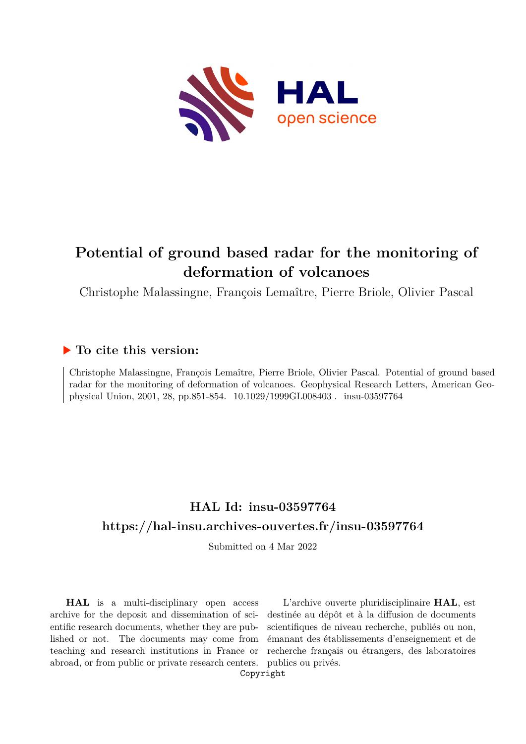# Potential of ground based radar for the monitoring of deformation of volcanoes

Christophe Malassingne, François Lemaître, Pierre Briole, Olivier Pascal

## ▶ To cite this version:

Christophe Malassingne, François Lemaître, Pierre Briole, Olivier Pascal. Potential of ground based radar for the monitoring of deformation of volcanoes. Geophysical Research Letters, American Geophysical Union, 2001, 28, pp.851-854. 10.1029/1999GL008403 . insu-03597764

## HAL Id: insu-03597764

## https://hal-insu.archives-ouvertes.fr/insu-03597764

Submitted on 4 Mar 2022

**HAL** is a multi-disciplinary open access archive for the deposit and dissemination of scientific research documents, whether they are published or not. The documents may come from teaching and research institutions in France or abroad, or from public or private research centers.

L'archive ouverte pluridisciplinaire **HAL**, est destinée au dépôt et à la diffusion de documents scientifiques de niveau recherche, publiés ou non, émanant des établissements d'enseignement et de recherche français ou étrangers, des laboratoires publics ou privés.

Copyright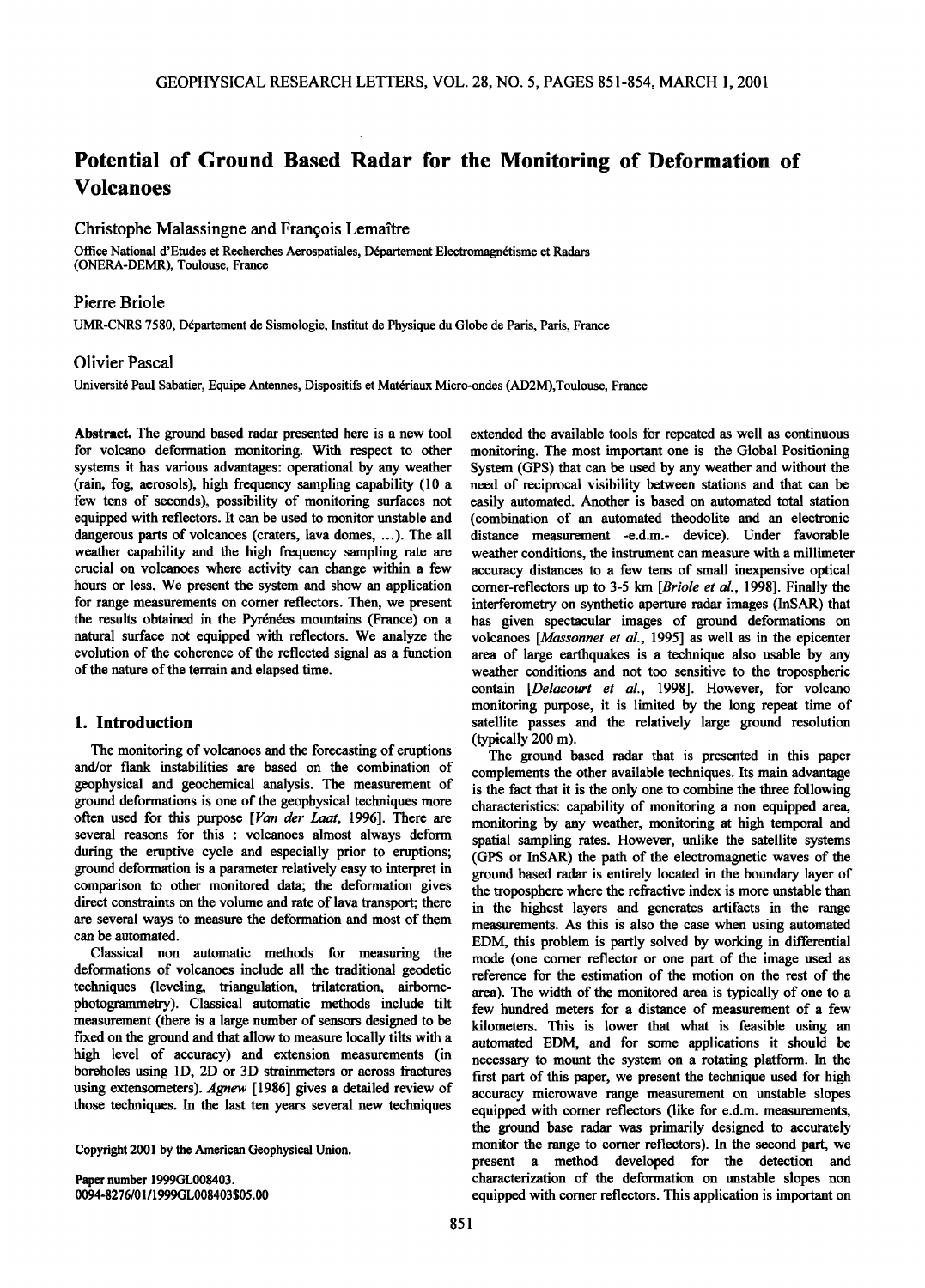# Potential of Ground Based Radar for the Monitoring of Deformation of Volcanoes

Christophe Malassingne and François Lemaître

Office National d'Etudes et Recherches Aerospatiales, Département Electromagnétisme et Radars (ONERA-DEMR), Toulouse, France

Pierre Briole

UMR-CNRS 7580, Département de Sismologie, Institut de Physique du Globe de Paris, Paris, France

Olivier Pascal

Université Paul Sabatier, Equipe Antennes, Dispositifs et Matériaux Micro-ondes (AD2M),Toulouse, France

**Abstract.** The ground based radar presented here is a new tool for volcano deformation monitoring. With respect to other systems it has various advantages: operational by any weather (rain, fog, aerosols), high frequency sampling capability (10 a few tens of seconds), possibility of monitoring surfaces not equipped with reflectors. It can be used to monitor unstable and dangerous parts of volcanoes (craters, lava domes, ...). The all weather capability and the high frequency sampling rate are crucial on volcanoes where activity can change within a few hours or less. We present the system and show an application for range measurements on corner reflectors. Then, we present the results obtained in the Pyrénées mountains (France) on a natural surface not equipped with reflectors. We analyze the evolution of the coherence of the reflected signal as a function of the nature of the terrain and elapsed time.

## 1. Introduction

The monitoring of volcanoes and the forecasting of eruptions and/or flank instabilities are based on the combination of geophysical and geochemical analysis. The measurement of ground deformations is one of the geophysical techniques more often used for this purpose [*Van der Laat*, 1996]. There are several reasons for this : volcanoes almost always deform during the eruptive cycle and especially prior to eruptions; ground deformation is a parameter relatively easy to interpret in comparison to other monitored data; the deformation gives direct constraints on the volume and rate of lava transport; there are several ways to measure the deformation and most of them can be automated.

Classical non automatic methods for measuring the deformations of volcanoes include all the traditional geodetic techniques (leveling, triangulation, trilateration, airborne-photogrammetry). Classical automatic methods include tilt measurement (there is a large number of sensors designed to be fixed on the ground and that allow to measure locally tilts with a high level of accuracy) and extension measurements (in boreholes using 1D, 2D or 3D strainmeters or across fractures using extensometers). *Agnew* [1986] gives a detailed review of those techniques. In the last ten years several new techniques extended the available tools for repeated as well as continuous monitoring. The most important one is the Global Positioning System (GPS) that can be used by any weather and without the need of reciprocal visibility between stations and that can be easily automated. Another is based on automated total station (combination of an automated theodolite and an electronic distance measurement -e.d.m.- device). Under favorable weather conditions, the instrument can measure with a millimeter accuracy distances to a few tens of small inexpensive optical corner-reflectors up to 3-5 km [*Briole et al.*, 1998]. Finally the interferometry on synthetic aperture radar images (InSAR) that has given spectacular images of ground deformations on volcanoes [*Massonnet et al.*, 1995] as well as in the epicenter area of large earthquakes is a technique also usable by any weather conditions and not too sensitive to the tropospheric contain [*Delacourt et al.*, 1998]. However, for volcano monitoring purpose, it is limited by the long repeat time of satellite passes and the relatively large ground resolution (typically 200 m).

The ground based radar that is presented in this paper complements the other available techniques. Its main advantage is the fact that it is the only one to combine the three following characteristics: capability of monitoring a non equipped area, monitoring by any weather, monitoring at high temporal and spatial sampling rates. However, unlike the satellite systems (GPS or InSAR) the path of the electromagnetic waves of the ground based radar is entirely located in the boundary layer of the troposphere where the refractive index is more unstable than in the highest layers and generates artifacts in the range measurements. As this is also the case when using automated EDM, this problem is partly solved by working in differential mode (one corner reflector or one part of the image used as reference for the estimation of the motion on the rest of the area). The width of the monitored area is typically of one to a few hundred meters for a distance of measurement of a few kilometers. This is lower that what is feasible using an automated EDM, and for some applications it should be necessary to mount the system on a rotating platform. In the first part of this paper, we present the technique used for high accuracy microwave range measurement on unstable slopes equipped with corner reflectors (like for e.d.m. measurements, the ground base radar was primarily designed to accurately monitor the range to corner reflectors). In the second part, we present a method developed for the detection and characterization of the deformation on unstable slopes non equipped with corner reflectors. This application is important on

Copyright 2001 by the American Geophysical Union.

Paper number 1999GL008403.
0094-8276/01/1999GL008403$05.00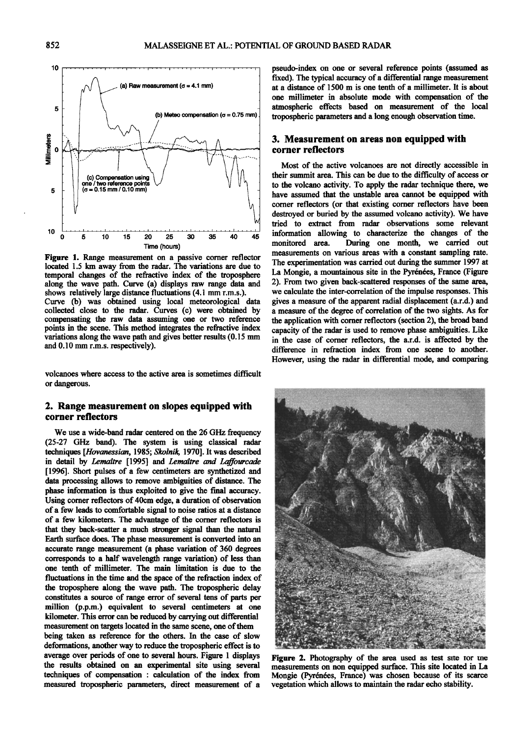Figure 1. Range measurement on a passive corner reflector located 1.5 km away from the radar. The variations are due to temporal changes of the refractive index of the troposphere along the wave path. Curve (a) displays raw range data and shows relatively large distance fluctuations (4.1 mm r.m.s.). Curve (b) was obtained using local meteorological data collected close to the radar. Curves (c) were obtained by compensating the raw data assuming one or two reference points in the scene. This method integrates the refractive index variations along the wave path and gives better results (0.15 mm and 0.10 mm r.m.s. respectively).

volcanoes where access to the active area is sometimes difficult or dangerous.

## 2. Range measurement on slopes equipped with corner reflectors

We use a wide-band radar centered on the 26 GHz frequency (25-27 GHz band). The system is using classical radar techniques [*Hovanessian*, 1985; *Skolnik*, 1970]. It was described in detail by *Lemaître* [1995] and *Lemaître and Laffourcade* [1996]. Short pulses of a few centimeters are synthetized and data processing allows to remove ambiguities of distance. The phase information is thus exploited to give the final accuracy. Using corner reflectors of 40cm edge, a duration of observation of a few leads to comfortable signal to noise ratios at a distance of a few kilometers. The advantage of the corner reflectors is that they back-scatter a much stronger signal than the natural Earth surface does. The phase measurement is converted into an accurate range measurement (a phase variation of 360 degrees corresponds to a half wavelength range variation) of less than one tenth of millimeter. The main limitation is due to the fluctuations in the time and the space of the refraction index of the troposphere along the wave path. The tropospheric delay constitutes a source of range error of several tens of parts per million (p.p.m.) equivalent to several centimeters at one kilometer. This error can be reduced by carrying out differential measurement on targets located in the same scene, one of them being taken as reference for the others. In the case of slow deformations, another way to reduce the tropospheric effect is to average over periods of one to several hours. Figure 1 displays the results obtained on an experimental site using several techniques of compensation : calculation of the index from measured tropospheric parameters, direct measurement of a pseudo-index on one or several reference points (assumed as fixed). The typical accuracy of a differential range measurement at a distance of 1500 m is one tenth of a millimeter. It is about one millimeter in absolute mode with compensation of the atmospheric effects based on measurement of the local tropospheric parameters and a long enough observation time.

## 3. Measurement on areas non equipped with corner reflectors

Most of the active volcanoes are not directly accessible in their summit area. This can be due to the difficulty of access or to the volcano activity. To apply the radar technique there, we have assumed that the unstable area cannot be equipped with corner reflectors (or that existing corner reflectors have been destroyed or buried by the assumed volcano activity). We have tried to extract from radar observations some relevant information allowing to characterize the changes of the monitored area. During one month, we carried out measurements on various areas with a constant sampling rate. The experimentation was carried out during the summer 1997 at La Mongie, a mountainous site in the Pyrénées, France (Figure 2). From two given back-scattered responses of the same area, we calculate the inter-correlation of the impulse responses. This gives a measure of the apparent radial displacement (a.r.d.) and a measure of the degree of correlation of the two sights. As for the application with corner reflectors (section 2), the broad band capacity of the radar is used to remove phase ambiguities. Like in the case of corner reflectors, the a.r.d. is affected by the difference in refraction index from one scene to another. However, using the radar in differential mode, and comparing

Figure 2. Photography of the area used as test site for the measurements on non equipped surface. This site located in La Mongie (Pyrénées, France) was chosen because of its scarce vegetation which allows to maintain the radar echo stability.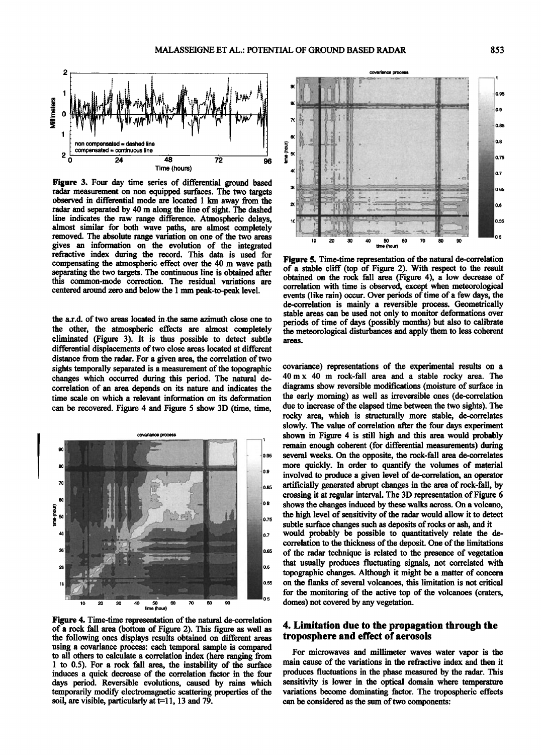Figure 3. Four day time series of differential ground based radar measurement on non equipped surfaces. The two targets observed in differential mode are located 1 km away from the radar and separated by 40 m along the line of sight. The dashed line indicates the raw range difference. Atmospheric delays, almost similar for both wave paths, are almost completely removed. The absolute range variation on one of the two areas gives an information on the evolution of the integrated refractive index during the record. This data is used for compensating the atmospheric effect over the 40 m wave path separating the two targets. The continuous line is obtained after this common-mode correction. The residual variations are centered around zero and below the 1 mm peak-to-peak level.

the a.r.d. of two areas located in the same azimuth close one to the other, the atmospheric effects are almost completely eliminated (Figure 3). It is thus possible to detect subtle differential displacements of two close areas located at different distance from the radar. For a given area, the correlation of two sights temporally separated is a measurement of the topographic changes which occurred during this period. The natural de-correlation of an area depends on its nature and indicates the time scale on which a relevant information on its deformation can be recovered. Figure 4 and Figure 5 show 3D (time, time, covariance) representations of the experimental results on a 40 m x 40 m rock-fall area and a stable rocky area. The diagrams show reversible modifications (moisture of surface in the early morning) as well as irreversible ones (de-correlation due to increase of the elapsed time between the two sights). The rocky area, which is structurally more stable, de-correlates slowly. The value of correlation after the four days experiment shown in Figure 4 is still high and this area would probably remain enough coherent (for differential measurements) during several weeks. On the opposite, the rock-fall area de-correlates more quickly. In order to quantify the volumes of material involved to produce a given level of de-correlation, an operator artificially generated abrupt changes in the area of rock-fall, by crossing it at regular interval. The 3D representation of Figure 6 shows the changes induced by these walks across. On a volcano, the high level of sensitivity of the radar would allow it to detect subtle surface changes such as deposits of rocks or ash, and it would probably be possible to quantitatively relate the de-correlation to the thickness of the deposit. One of the limitations of the radar technique is related to the presence of vegetation that usually produces fluctuating signals, not correlated with topographic changes. Although it might be a matter of concern on the flanks of several volcanoes, this limitation is not critical for the monitoring of the active top of the volcanoes (craters, domes) not covered by any vegetation.

Figure 4. Time-time representation of the natural de-correlation of a rock fall area (bottom of Figure 2). This figure as well as the following ones displays results obtained on different areas using a covariance process: each temporal sample is compared to all others to calculate a correlation index (here ranging from 1 to 0.5). For a rock fall area, the instability of the surface induces a quick decrease of the correlation factor in the four days period. Reversible evolutions, caused by rains which temporarily modify electromagnetic scattering properties of the soil, are visible, particularly at t=11, 13 and 79.

Figure 5. Time-time representation of the natural de-correlation of a stable cliff (top of Figure 2). With respect to the result obtained on the rock fall area (Figure 4), a low decrease of correlation with time is observed, except when meteorological events (like rain) occur. Over periods of time of a few days, the de-correlation is mainly a reversible process. Geometrically stable areas can be used not only to monitor deformations over periods of time of days (possibly months) but also to calibrate the meteorological disturbances and apply them to less coherent areas.

## 4. Limitation due to the propagation through the troposphere and effect of aerosols

For microwaves and millimeter waves water vapor is the main cause of the variations in the refractive index and then it produces fluctuations in the phase measured by the radar. This sensitivity is lower in the optical domain where temperature variations become dominating factor. The tropospheric effects can be considered as the sum of two components: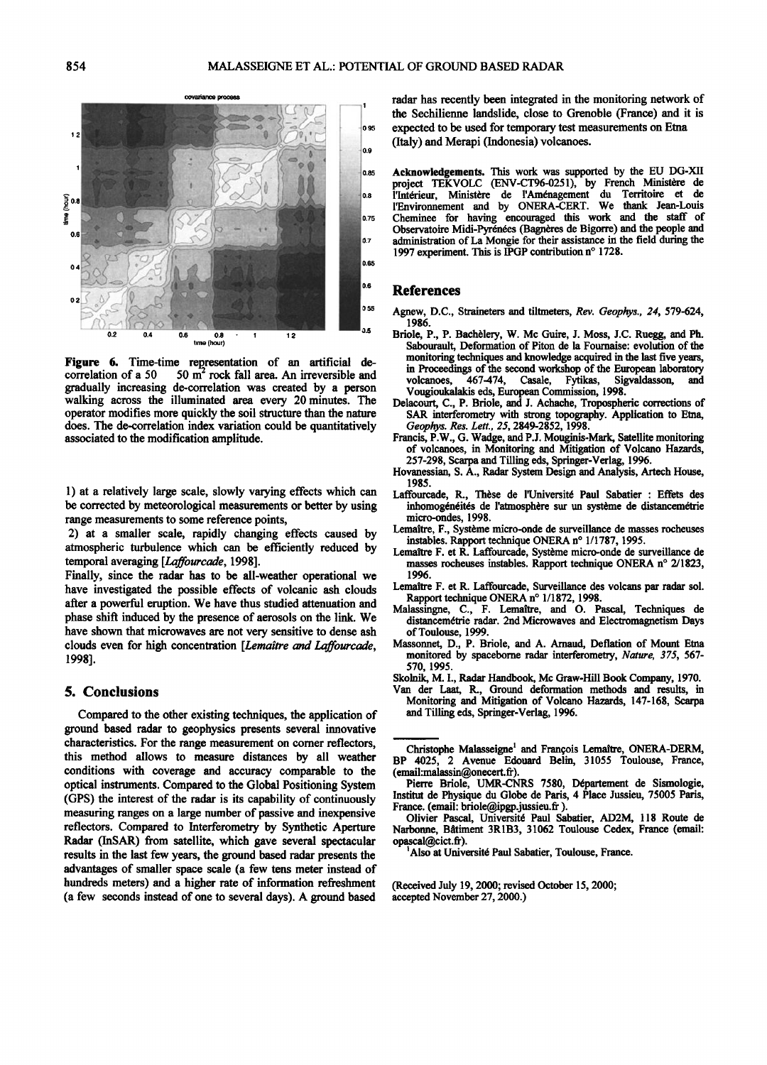covariance process

1
0.95
0.9
0.85
0.8
0.75
0.7
0.65
0.6
0.55
0.5

time (hour)
1.2
1
0.8
0.6
0.4
0.2

0.2 0.4 0.6 0.8 1 1.2
time (hour)

**Figure 6.** Time-time representation of an artificial de-correlation of a 50 × 50 m$^2$ rock fall area. An irreversible and gradually increasing de-correlation was created by a person walking across the illuminated area every 20 minutes. The operator modifies more quickly the soil structure than the nature does. The de-correlation index variation could be quantitatively associated to the modification amplitude.

1) at a relatively large scale, slowly varying effects which can be corrected by meteorological measurements or better by using range measurements to some reference points,

2) at a smaller scale, rapidly changing effects caused by atmospheric turbulence which can be efficiently reduced by temporal averaging [*Laffourcade*, 1998].

Finally, since the radar has to be all-weather operational we have investigated the possible effects of volcanic ash clouds after a powerful eruption. We have thus studied attenuation and phase shift induced by the presence of aerosols on the link. We have shown that microwaves are not very sensitive to dense ash clouds even for high concentration [*Lemaître and Laffourcade*, 1998].

## 5. Conclusions

Compared to the other existing techniques, the application of ground based radar to geophysics presents several innovative characteristics. For the range measurement on corner reflectors, this method allows to measure distances by all weather conditions with coverage and accuracy comparable to the optical instruments. Compared to the Global Positioning System (GPS) the interest of the radar is its capability of continuously measuring ranges on a large number of passive and inexpensive reflectors. Compared to Interferometry by Synthetic Aperture Radar (InSAR) from satellite, which gave several spectacular results in the last few years, the ground based radar presents the advantages of smaller space scale (a few tens meter instead of hundreds meters) and a higher rate of information refreshment (a few seconds instead of one to several days). A ground based radar has recently been integrated in the monitoring network of the Sechilienne landslide, close to Grenoble (France) and it is expected to be used for temporary test measurements on Etna (Italy) and Merapi (Indonesia) volcanoes.

**Acknowledgements.** This work was supported by the EU DG-XII project TEKVOLC (ENV-CT96-0251), by French Ministère de l'Intérieur, Ministère de l'Aménagement du Territoire et de l'Environnement and by ONERA-CERT. We thank Jean-Louis Cheminee for having encouraged this work and the staff of Observatoire Midi-Pyrénées (Bagnères de Bigorre) and the people and administration of La Mongie for their assistance in the field during the 1997 experiment. This is IPGP contribution n° 1728.

## References

Agnew, D.C., Straineters and tiltmeters, *Rev. Geophys., 24*, 579-624, 1986.

Briole, P., P. Bachèlery, W. Mc Guire, J. Moss, J.C. Ruegg, and Ph. Sabourault, Deformation of Piton de la Fournaise: evolution of the monitoring techniques and knowledge acquired in the last five years, in Proceedings of the second workshop of the European laboratory volcanoes, 467-474, Casale, Fytikas, Sigvaldasson, and Vougioukalakis eds, European Commission, 1998.

Delacourt, C., P. Briole, and J. Achache, Tropospheric corrections of SAR interferometry with strong topography. Application to Etna, *Geophys. Res. Lett., 25*, 2849-2852, 1998.

Francis, P.W., G. Wadge, and P.J. Mouginis-Mark, Satellite monitoring of volcanoes, in Monitoring and Mitigation of Volcano Hazards, 257-298, Scarpa and Tilling eds, Springer-Verlag, 1996.

Hovanessian, S. A., Radar System Design and Analysis, Artech House, 1985.

Laffourcade, R., Thèse de l'Université Paul Sabatier : Effets des inhomogénéités de l'atmosphère sur un système de distancemétrie micro-ondes, 1998.

Lemaître, F., Système micro-onde de surveillance de masses rocheuses instables. Rapport technique ONERA n° 1/1787, 1995.

Lemaître F. et R. Laffourcade, Système micro-onde de surveillance de masses rocheuses instables. Rapport technique ONERA n° 2/1823, 1996.

Lemaître F. et R. Laffourcade, Surveillance des volcans par radar sol. Rapport technique ONERA n° 1/1872, 1998.

Malassingne, C., F. Lemaître, and O. Pascal, Techniques de distancemétrie radar. 2nd Microwaves and Electromagnetism Days of Toulouse, 1999.

Massonnet, D., P. Briole, and A. Arnaud, Deflation of Mount Etna monitored by spaceborne radar interferometry, *Nature, 375*, 567-570, 1995.

Skolnik, M. I., Radar Handbook, Mc Graw-Hill Book Company, 1970.

Van der Laat, R., Ground deformation methods and results, in Monitoring and Mitigation of Volcano Hazards, 147-168, Scarpa and Tilling eds, Springer-Verlag, 1996.

---

Christophe Malasseigne[1] and François Lemaître, ONERA-DERM, BP 4025, 2 Avenue Edouard Belin, 31055 Toulouse, France, (email:malassin@onecert.fr).

Pierre Briole, UMR-CNRS 7580, Département de Sismologie, Institut de Physique du Globe de Paris, 4 Place Jussieu, 75005 Paris, France. (email: briole@ipgp.jussieu.fr ).

Olivier Pascal, Université Paul Sabatier, AD2M, 118 Route de Narbonne, Bâtiment 3R1B3, 31062 Toulouse Cedex, France (email: opascal@cict.fr).

[1]Also at Université Paul Sabatier, Toulouse, France.

(Received July 19, 2000; revised October 15, 2000; accepted November 27, 2000.)